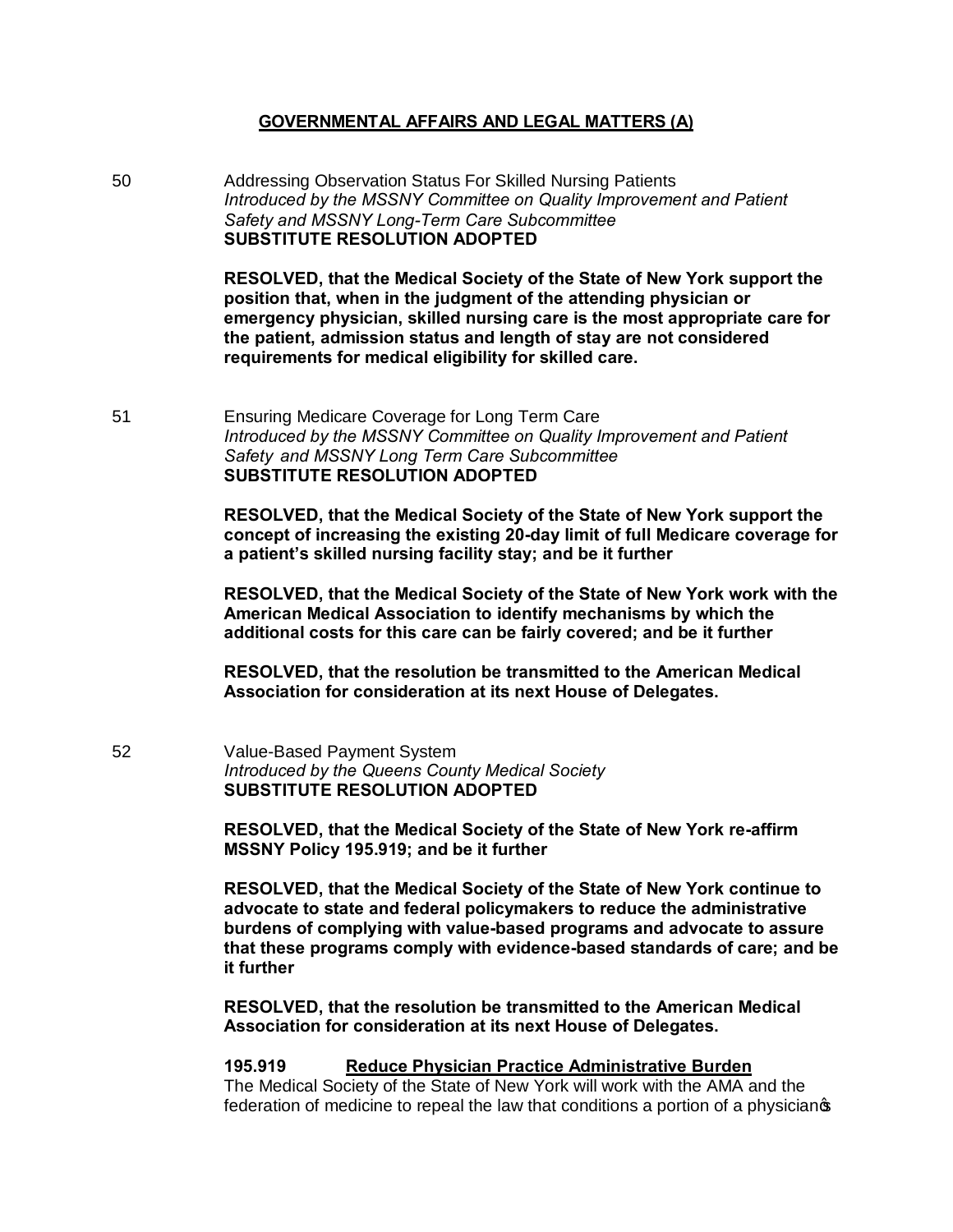## GOVERNMENTAL AFFAIRS AND LEGAL MATTERS (A)

50 Addressing Observation Status For Skilled Nursing Patients
*Introduced by the MSSNY Committee on Quality Improvement and Patient Safety and MSSNY Long-Term Care Subcommittee*
**SUBSTITUTE RESOLUTION ADOPTED**

**RESOLVED, that the Medical Society of the State of New York support the position that, when in the judgment of the attending physician or emergency physician, skilled nursing care is the most appropriate care for the patient, admission status and length of stay are not considered requirements for medical eligibility for skilled care.**

51 Ensuring Medicare Coverage for Long Term Care
*Introduced by the MSSNY Committee on Quality Improvement and Patient Safety and MSSNY Long Term Care Subcommittee*
**SUBSTITUTE RESOLUTION ADOPTED**

**RESOLVED, that the Medical Society of the State of New York support the concept of increasing the existing 20-day limit of full Medicare coverage for a patient's skilled nursing facility stay; and be it further**

**RESOLVED, that the Medical Society of the State of New York work with the American Medical Association to identify mechanisms by which the additional costs for this care can be fairly covered; and be it further**

**RESOLVED, that the resolution be transmitted to the American Medical Association for consideration at its next House of Delegates.**

52 Value-Based Payment System
*Introduced by the Queens County Medical Society*
**SUBSTITUTE RESOLUTION ADOPTED**

**RESOLVED, that the Medical Society of the State of New York re-affirm MSSNY Policy 195.919; and be it further**

**RESOLVED, that the Medical Society of the State of New York continue to advocate to state and federal policymakers to reduce the administrative burdens of complying with value-based programs and advocate to assure that these programs comply with evidence-based standards of care; and be it further**

**RESOLVED, that the resolution be transmitted to the American Medical Association for consideration at its next House of Delegates.**

**195.919 <u>Reduce Physician Practice Administrative Burden</u>**
The Medical Society of the State of New York will work with the AMA and the federation of medicine to repeal the law that conditions a portion of a physician's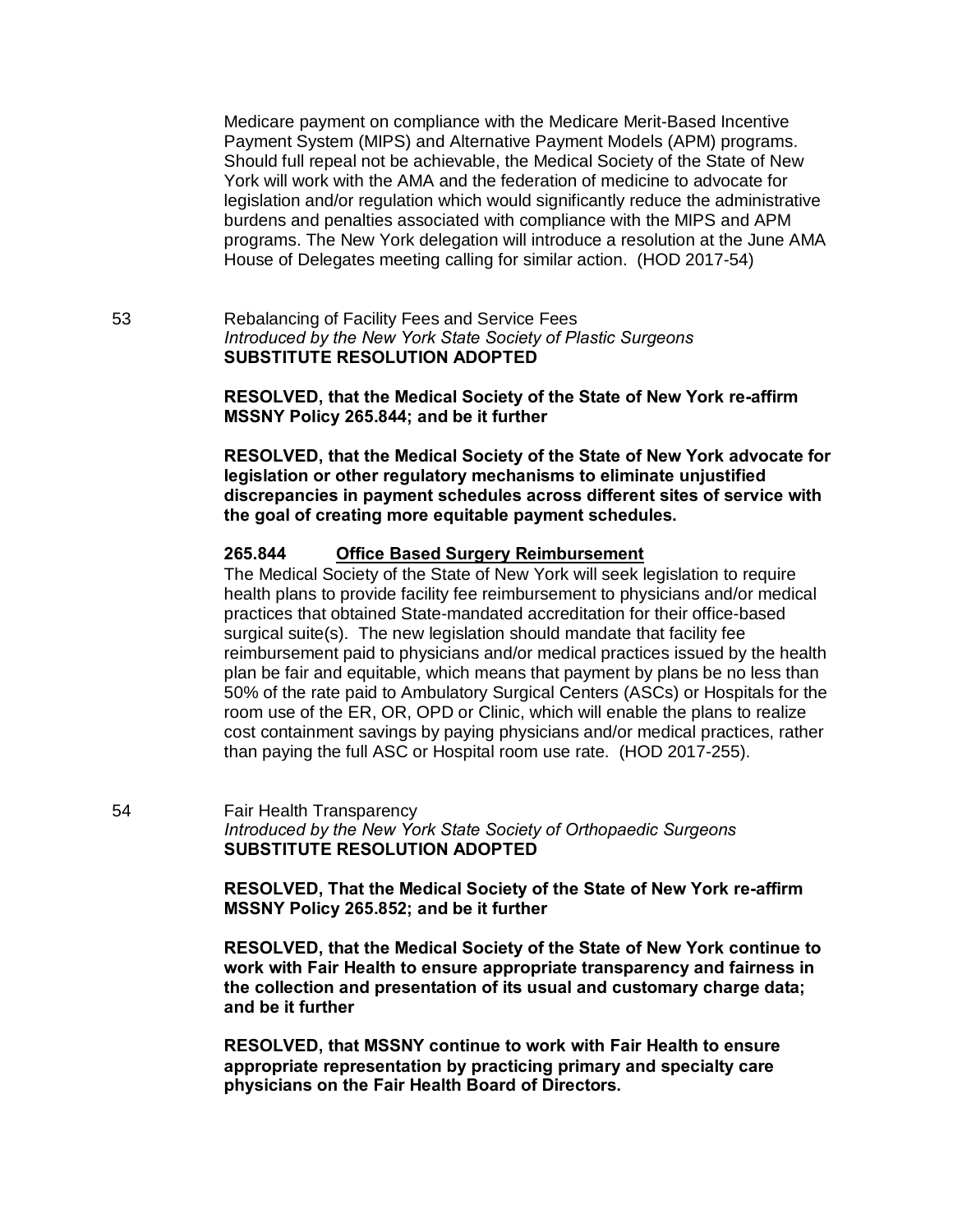Medicare payment on compliance with the Medicare Merit-Based Incentive Payment System (MIPS) and Alternative Payment Models (APM) programs. Should full repeal not be achievable, the Medical Society of the State of New York will work with the AMA and the federation of medicine to advocate for legislation and/or regulation which would significantly reduce the administrative burdens and penalties associated with compliance with the MIPS and APM programs. The New York delegation will introduce a resolution at the June AMA House of Delegates meeting calling for similar action. (HOD 2017-54)

53 Rebalancing of Facility Fees and Service Fees
*Introduced by the New York State Society of Plastic Surgeons*
**SUBSTITUTE RESOLUTION ADOPTED**

**RESOLVED, that the Medical Society of the State of New York re-affirm MSSNY Policy 265.844; and be it further**

**RESOLVED, that the Medical Society of the State of New York advocate for legislation or other regulatory mechanisms to eliminate unjustified discrepancies in payment schedules across different sites of service with the goal of creating more equitable payment schedules.**

**265.844 Office Based Surgery Reimbursement**
The Medical Society of the State of New York will seek legislation to require health plans to provide facility fee reimbursement to physicians and/or medical practices that obtained State-mandated accreditation for their office-based surgical suite(s). The new legislation should mandate that facility fee reimbursement paid to physicians and/or medical practices issued by the health plan be fair and equitable, which means that payment by plans be no less than 50% of the rate paid to Ambulatory Surgical Centers (ASCs) or Hospitals for the room use of the ER, OR, OPD or Clinic, which will enable the plans to realize cost containment savings by paying physicians and/or medical practices, rather than paying the full ASC or Hospital room use rate. (HOD 2017-255).

54 Fair Health Transparency
*Introduced by the New York State Society of Orthopaedic Surgeons*
**SUBSTITUTE RESOLUTION ADOPTED**

**RESOLVED, That the Medical Society of the State of New York re-affirm MSSNY Policy 265.852; and be it further**

**RESOLVED, that the Medical Society of the State of New York continue to work with Fair Health to ensure appropriate transparency and fairness in the collection and presentation of its usual and customary charge data; and be it further**

**RESOLVED, that MSSNY continue to work with Fair Health to ensure appropriate representation by practicing primary and specialty care physicians on the Fair Health Board of Directors.**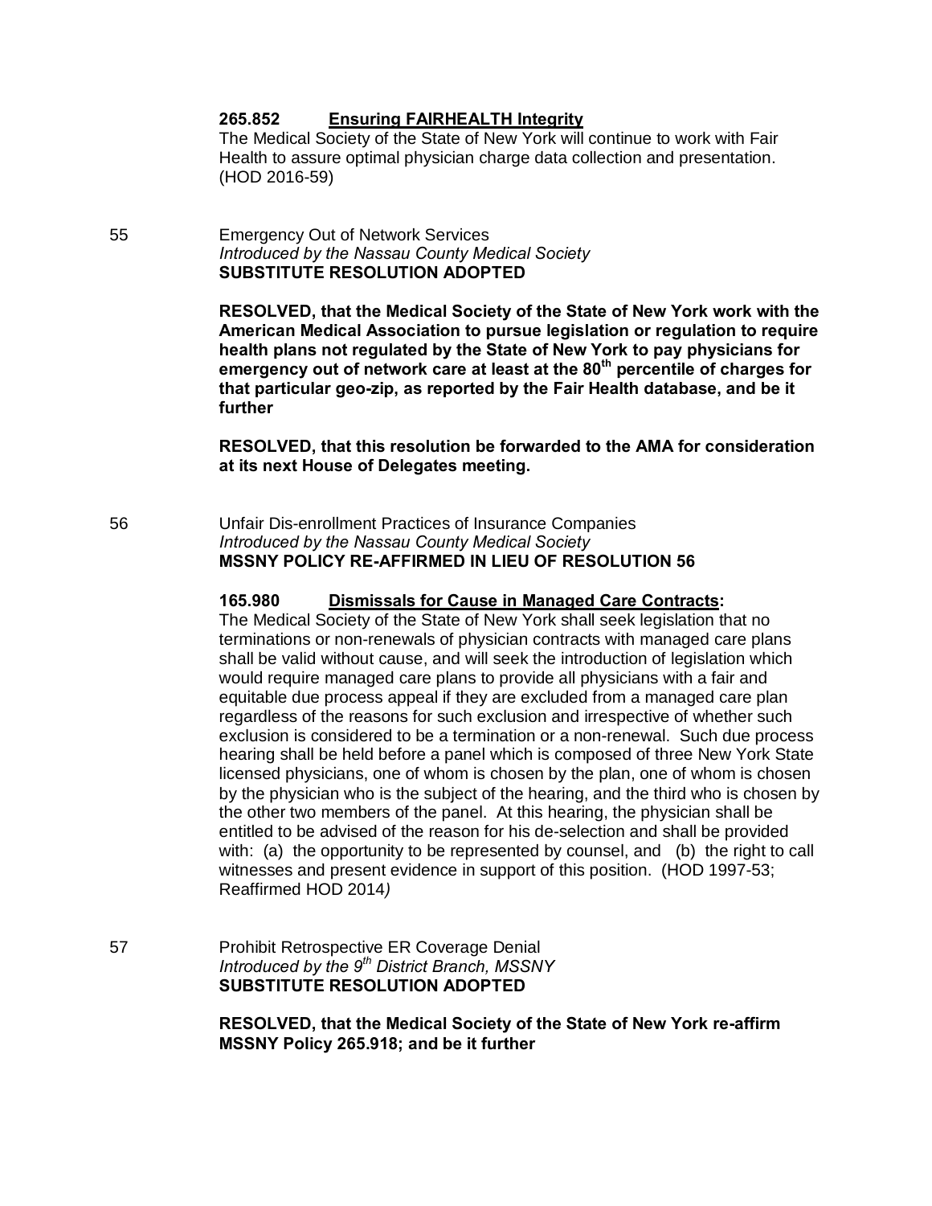**265.852 <u>Ensuring FAIRHEALTH Integrity</u>**

The Medical Society of the State of New York will continue to work with Fair Health to assure optimal physician charge data collection and presentation. (HOD 2016-59)

55 Emergency Out of Network Services
*Introduced by the Nassau County Medical Society*
**SUBSTITUTE RESOLUTION ADOPTED**

**RESOLVED, that the Medical Society of the State of New York work with the American Medical Association to pursue legislation or regulation to require health plans not regulated by the State of New York to pay physicians for emergency out of network care at least at the 80th percentile of charges for that particular geo-zip, as reported by the Fair Health database, and be it further**

**RESOLVED, that this resolution be forwarded to the AMA for consideration at its next House of Delegates meeting.**

56 Unfair Dis-enrollment Practices of Insurance Companies
*Introduced by the Nassau County Medical Society*
**MSSNY POLICY RE-AFFIRMED IN LIEU OF RESOLUTION 56**

**165.980 <u>Dismissals for Cause in Managed Care Contracts</u>:**

The Medical Society of the State of New York shall seek legislation that no terminations or non-renewals of physician contracts with managed care plans shall be valid without cause, and will seek the introduction of legislation which would require managed care plans to provide all physicians with a fair and equitable due process appeal if they are excluded from a managed care plan regardless of the reasons for such exclusion and irrespective of whether such exclusion is considered to be a termination or a non-renewal. Such due process hearing shall be held before a panel which is composed of three New York State licensed physicians, one of whom is chosen by the plan, one of whom is chosen by the physician who is the subject of the hearing, and the third who is chosen by the other two members of the panel. At this hearing, the physician shall be entitled to be advised of the reason for his de-selection and shall be provided with: (a) the opportunity to be represented by counsel, and (b) the right to call witnesses and present evidence in support of this position. (HOD 1997-53; Reaffirmed HOD 2014*)*

57 Prohibit Retrospective ER Coverage Denial
*Introduced by the 9th District Branch, MSSNY*
**SUBSTITUTE RESOLUTION ADOPTED**

**RESOLVED, that the Medical Society of the State of New York re-affirm MSSNY Policy 265.918; and be it further**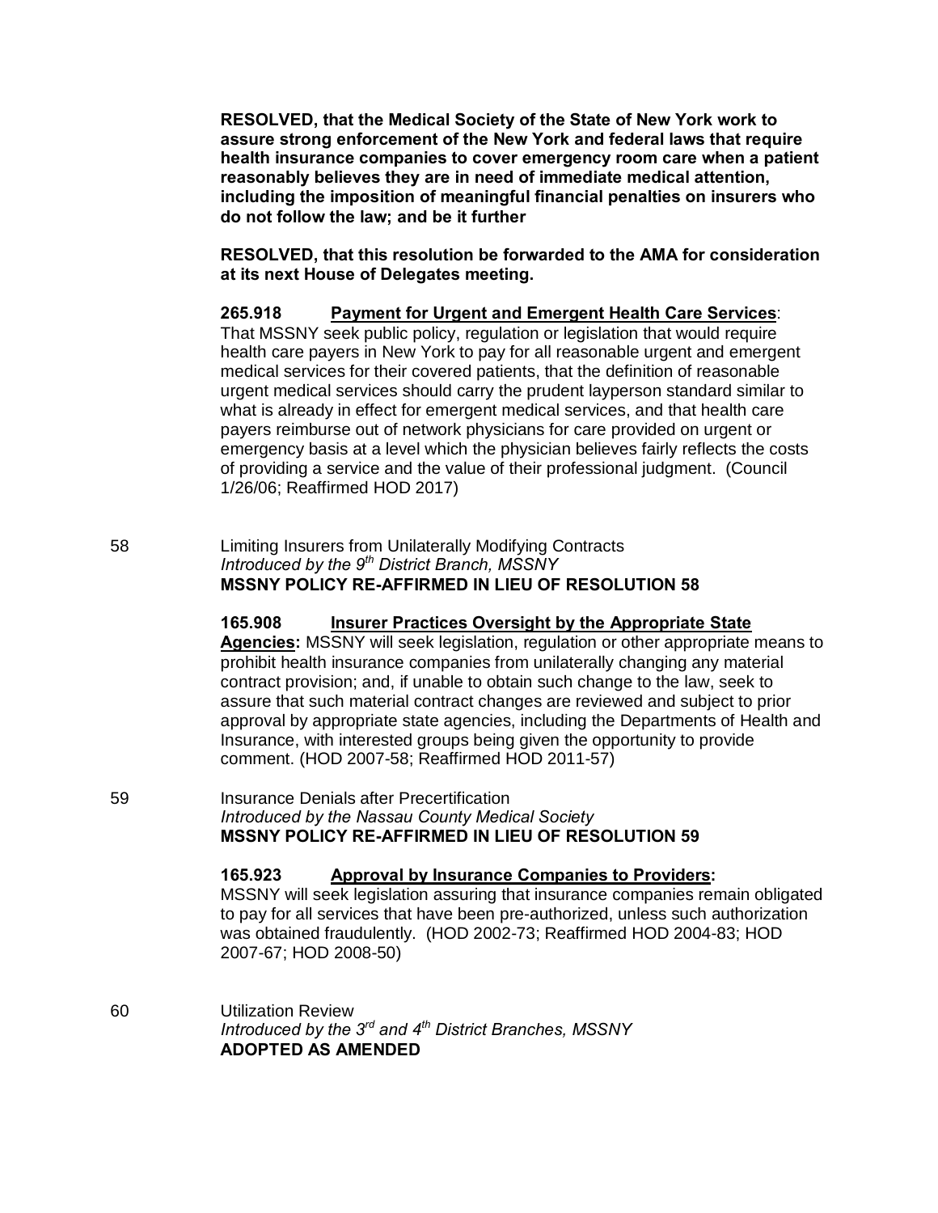**RESOLVED, that the Medical Society of the State of New York work to assure strong enforcement of the New York and federal laws that require health insurance companies to cover emergency room care when a patient reasonably believes they are in need of immediate medical attention, including the imposition of meaningful financial penalties on insurers who do not follow the law; and be it further**

**RESOLVED, that this resolution be forwarded to the AMA for consideration at its next House of Delegates meeting.**

**265.918** **Payment for Urgent and Emergent Health Care Services**: That MSSNY seek public policy, regulation or legislation that would require health care payers in New York to pay for all reasonable urgent and emergent medical services for their covered patients, that the definition of reasonable urgent medical services should carry the prudent layperson standard similar to what is already in effect for emergent medical services, and that health care payers reimburse out of network physicians for care provided on urgent or emergency basis at a level which the physician believes fairly reflects the costs of providing a service and the value of their professional judgment. (Council 1/26/06; Reaffirmed HOD 2017)

58 Limiting Insurers from Unilaterally Modifying Contracts
*Introduced by the 9th District Branch, MSSNY*
**MSSNY POLICY RE-AFFIRMED IN LIEU OF RESOLUTION 58**

**165.908** **Insurer Practices Oversight by the Appropriate State Agencies:** MSSNY will seek legislation, regulation or other appropriate means to prohibit health insurance companies from unilaterally changing any material contract provision; and, if unable to obtain such change to the law, seek to assure that such material contract changes are reviewed and subject to prior approval by appropriate state agencies, including the Departments of Health and Insurance, with interested groups being given the opportunity to provide comment. (HOD 2007-58; Reaffirmed HOD 2011-57)

59 Insurance Denials after Precertification
*Introduced by the Nassau County Medical Society*
**MSSNY POLICY RE-AFFIRMED IN LIEU OF RESOLUTION 59**

**165.923** **Approval by Insurance Companies to Providers:** MSSNY will seek legislation assuring that insurance companies remain obligated to pay for all services that have been pre-authorized, unless such authorization was obtained fraudulently. (HOD 2002-73; Reaffirmed HOD 2004-83; HOD 2007-67; HOD 2008-50)

60 Utilization Review
*Introduced by the 3rd and 4th District Branches, MSSNY*
**ADOPTED AS AMENDED**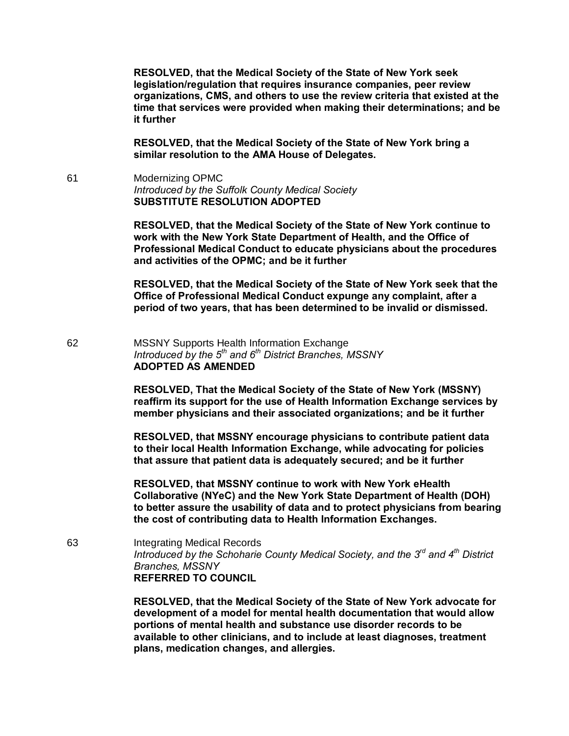**RESOLVED, that the Medical Society of the State of New York seek legislation/regulation that requires insurance companies, peer review organizations, CMS, and others to use the review criteria that existed at the time that services were provided when making their determinations; and be it further**

**RESOLVED, that the Medical Society of the State of New York bring a similar resolution to the AMA House of Delegates.**

61 Modernizing OPMC
*Introduced by the Suffolk County Medical Society*
**SUBSTITUTE RESOLUTION ADOPTED**

**RESOLVED, that the Medical Society of the State of New York continue to work with the New York State Department of Health, and the Office of Professional Medical Conduct to educate physicians about the procedures and activities of the OPMC; and be it further**

**RESOLVED, that the Medical Society of the State of New York seek that the Office of Professional Medical Conduct expunge any complaint, after a period of two years, that has been determined to be invalid or dismissed.**

62 MSSNY Supports Health Information Exchange
*Introduced by the 5th and 6th District Branches, MSSNY*
**ADOPTED AS AMENDED**

**RESOLVED, That the Medical Society of the State of New York (MSSNY) reaffirm its support for the use of Health Information Exchange services by member physicians and their associated organizations; and be it further**

**RESOLVED, that MSSNY encourage physicians to contribute patient data to their local Health Information Exchange, while advocating for policies that assure that patient data is adequately secured; and be it further**

**RESOLVED, that MSSNY continue to work with New York eHealth Collaborative (NYeC) and the New York State Department of Health (DOH) to better assure the usability of data and to protect physicians from bearing the cost of contributing data to Health Information Exchanges.**

63 Integrating Medical Records
*Introduced by the Schoharie County Medical Society, and the 3rd and 4th District Branches, MSSNY*
**REFERRED TO COUNCIL**

**RESOLVED, that the Medical Society of the State of New York advocate for development of a model for mental health documentation that would allow portions of mental health and substance use disorder records to be available to other clinicians, and to include at least diagnoses, treatment plans, medication changes, and allergies.**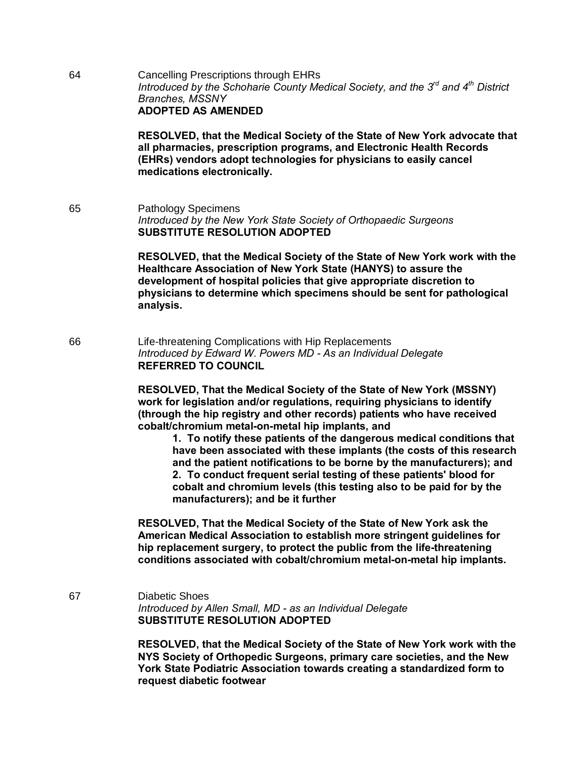64 Cancelling Prescriptions through EHRs

*Introduced by the Schoharie County Medical Society, and the 3rd and 4th District Branches, MSSNY*

**ADOPTED AS AMENDED**

**RESOLVED, that the Medical Society of the State of New York advocate that all pharmacies, prescription programs, and Electronic Health Records (EHRs) vendors adopt technologies for physicians to easily cancel medications electronically.**

65 Pathology Specimens

*Introduced by the New York State Society of Orthopaedic Surgeons*

**SUBSTITUTE RESOLUTION ADOPTED**

**RESOLVED, that the Medical Society of the State of New York work with the Healthcare Association of New York State (HANYS) to assure the development of hospital policies that give appropriate discretion to physicians to determine which specimens should be sent for pathological analysis.**

66 Life-threatening Complications with Hip Replacements

*Introduced by Edward W. Powers MD - As an Individual Delegate*

**REFERRED TO COUNCIL**

**RESOLVED, That the Medical Society of the State of New York (MSSNY) work for legislation and/or regulations, requiring physicians to identify (through the hip registry and other records) patients who have received cobalt/chromium metal-on-metal hip implants, and**

**1. To notify these patients of the dangerous medical conditions that have been associated with these implants (the costs of this research and the patient notifications to be borne by the manufacturers); and**
**2. To conduct frequent serial testing of these patients' blood for cobalt and chromium levels (this testing also to be paid for by the manufacturers); and be it further**

**RESOLVED, That the Medical Society of the State of New York ask the American Medical Association to establish more stringent guidelines for hip replacement surgery, to protect the public from the life-threatening conditions associated with cobalt/chromium metal-on-metal hip implants.**

67 Diabetic Shoes

*Introduced by Allen Small, MD - as an Individual Delegate*

**SUBSTITUTE RESOLUTION ADOPTED**

**RESOLVED, that the Medical Society of the State of New York work with the NYS Society of Orthopedic Surgeons, primary care societies, and the New York State Podiatric Association towards creating a standardized form to request diabetic footwear**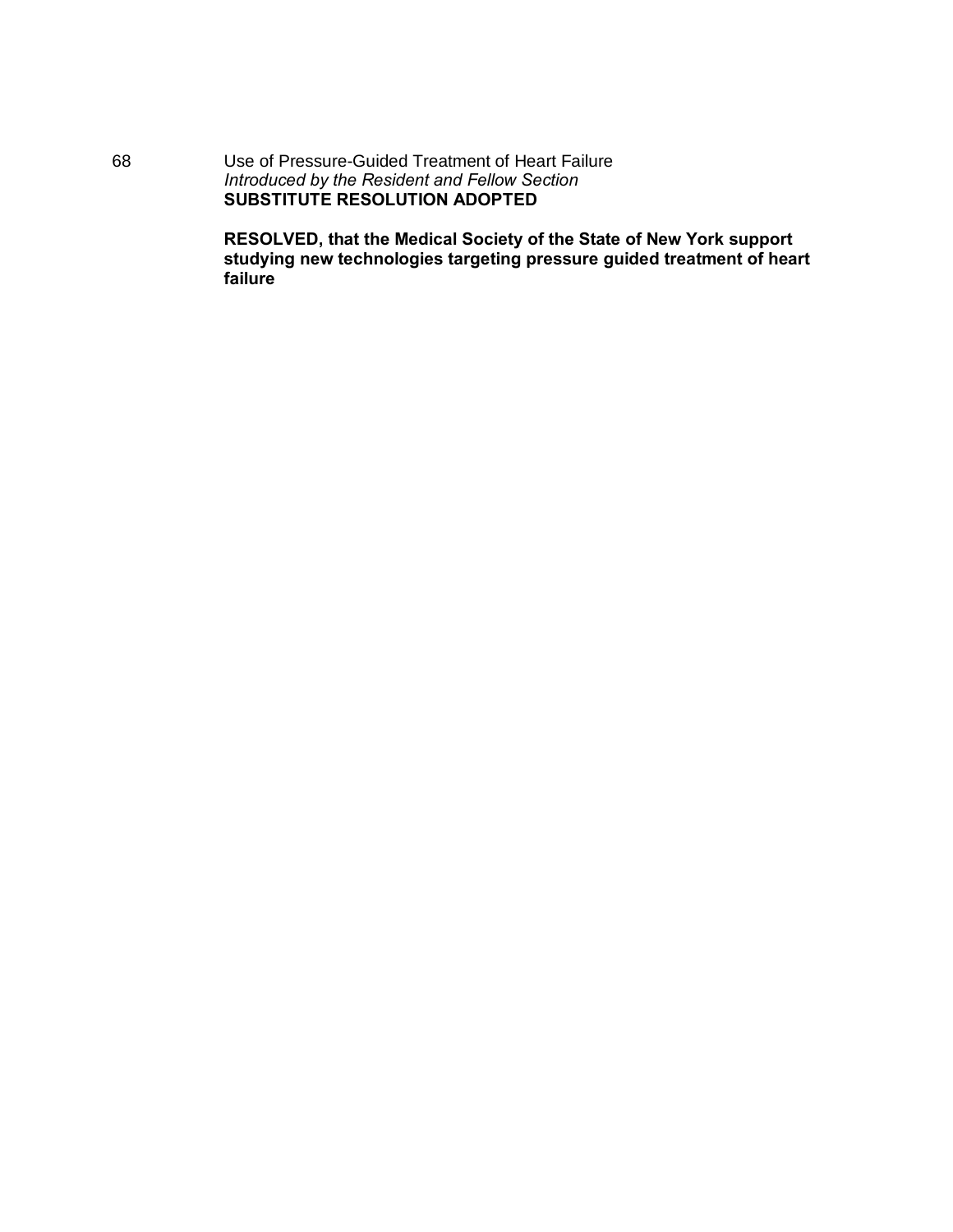68 Use of Pressure-Guided Treatment of Heart Failure
*Introduced by the Resident and Fellow Section*
**SUBSTITUTE RESOLUTION ADOPTED**

**RESOLVED, that the Medical Society of the State of New York support studying new technologies targeting pressure guided treatment of heart failure**